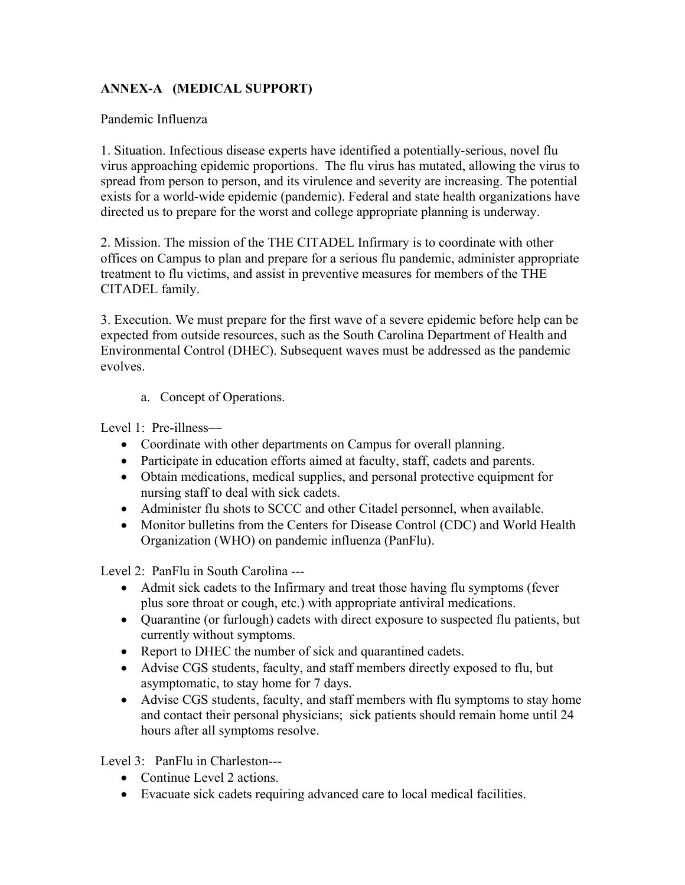**ANNEX-A (MEDICAL SUPPORT)**

Pandemic Influenza

1. Situation. Infectious disease experts have identified a potentially-serious, novel flu virus approaching epidemic proportions. The flu virus has mutated, allowing the virus to spread from person to person, and its virulence and severity are increasing. The potential exists for a world-wide epidemic (pandemic). Federal and state health organizations have directed us to prepare for the worst and college appropriate planning is underway.

2. Mission. The mission of the THE CITADEL Infirmary is to coordinate with other offices on Campus to plan and prepare for a serious flu pandemic, administer appropriate treatment to flu victims, and assist in preventive measures for members of the THE CITADEL family.

3. Execution. We must prepare for the first wave of a severe epidemic before help can be expected from outside resources, such as the South Carolina Department of Health and Environmental Control (DHEC). Subsequent waves must be addressed as the pandemic evolves.

   a. Concept of Operations.

Level 1: Pre-illness—

- Coordinate with other departments on Campus for overall planning.
- Participate in education efforts aimed at faculty, staff, cadets and parents.
- Obtain medications, medical supplies, and personal protective equipment for nursing staff to deal with sick cadets.
- Administer flu shots to SCCC and other Citadel personnel, when available.
- Monitor bulletins from the Centers for Disease Control (CDC) and World Health Organization (WHO) on pandemic influenza (PanFlu).

Level 2: PanFlu in South Carolina ---

- Admit sick cadets to the Infirmary and treat those having flu symptoms (fever plus sore throat or cough, etc.) with appropriate antiviral medications.
- Quarantine (or furlough) cadets with direct exposure to suspected flu patients, but currently without symptoms.
- Report to DHEC the number of sick and quarantined cadets.
- Advise CGS students, faculty, and staff members directly exposed to flu, but asymptomatic, to stay home for 7 days.
- Advise CGS students, faculty, and staff members with flu symptoms to stay home and contact their personal physicians; sick patients should remain home until 24 hours after all symptoms resolve.

Level 3: PanFlu in Charleston---

- Continue Level 2 actions.
- Evacuate sick cadets requiring advanced care to local medical facilities.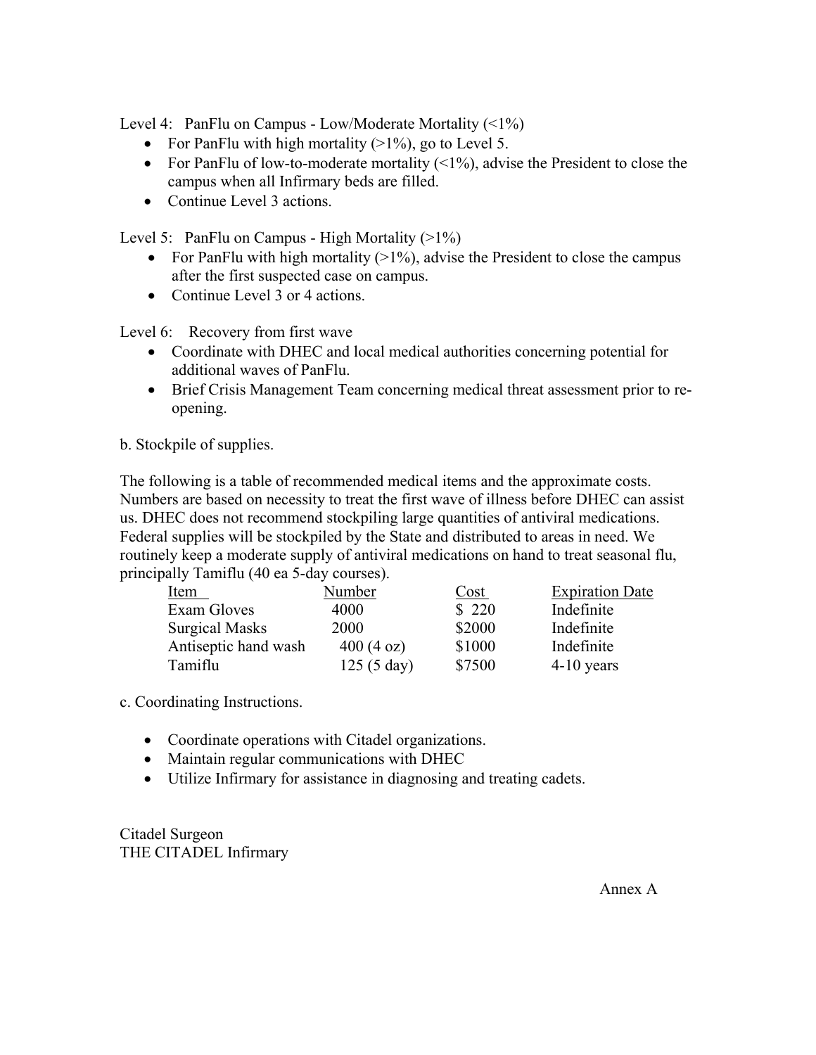Level 4: PanFlu on Campus - Low/Moderate Mortality (<1%)

- For PanFlu with high mortality (>1%), go to Level 5.
- For PanFlu of low-to-moderate mortality (<1%), advise the President to close the campus when all Infirmary beds are filled.
- Continue Level 3 actions.

Level 5: PanFlu on Campus - High Mortality (>1%)

- For PanFlu with high mortality (>1%), advise the President to close the campus after the first suspected case on campus.
- Continue Level 3 or 4 actions.

Level 6: Recovery from first wave

- Coordinate with DHEC and local medical authorities concerning potential for additional waves of PanFlu.
- Brief Crisis Management Team concerning medical threat assessment prior to re-opening.

b. Stockpile of supplies.

The following is a table of recommended medical items and the approximate costs. Numbers are based on necessity to treat the first wave of illness before DHEC can assist us. DHEC does not recommend stockpiling large quantities of antiviral medications. Federal supplies will be stockpiled by the State and distributed to areas in need. We routinely keep a moderate supply of antiviral medications on hand to treat seasonal flu, principally Tamiflu (40 ea 5-day courses).

| Item | Number | Cost | Expiration Date |
|---|---|---|---|
| Exam Gloves | 4000 | $ 220 | Indefinite |
| Surgical Masks | 2000 | $2000 | Indefinite |
| Antiseptic hand wash | 400 (4 oz) | $1000 | Indefinite |
| Tamiflu | 125 (5 day) | $7500 | 4-10 years |

c. Coordinating Instructions.

- Coordinate operations with Citadel organizations.
- Maintain regular communications with DHEC
- Utilize Infirmary for assistance in diagnosing and treating cadets.

Citadel Surgeon
THE CITADEL Infirmary

Annex A